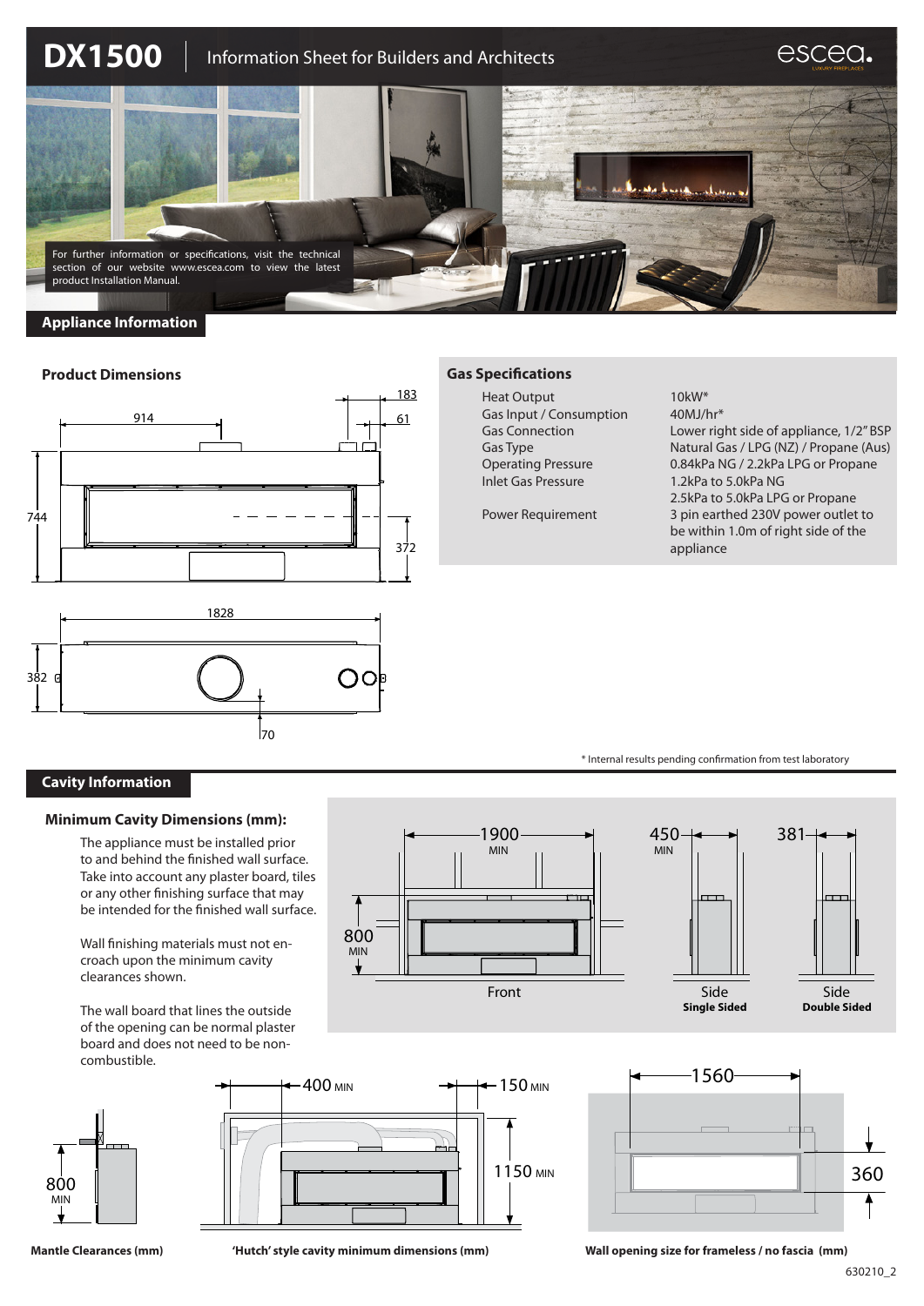# DX1500 | Information Sheet for Builders and Architects

For further information or specifications, visit the technical section of our website www.escea.com to view the latest product Installation Manual.

## Appliance Information

### Product Dimensions

914, 183, 61, 744, 372, 1828, 382, 70

### Gas Specifications

| | |
|---|---|
| Heat Output | 10kW* |
| Gas Input / Consumption | 40MJ/hr* |
| Gas Connection | Lower right side of appliance, 1/2" BSP |
| Gas Type | Natural Gas / LPG (NZ) / Propane (Aus) |
| Operating Pressure | 0.84kPa NG / 2.2kPa LPG or Propane |
| Inlet Gas Pressure | 1.2kPa to 5.0kPa NG<br>2.5kPa to 5.0kPa LPG or Propane |
| Power Requirement | 3 pin earthed 230V power outlet to be within 1.0m of right side of the appliance |

\* Internal results pending confirmation from test laboratory

## Cavity Information

### Minimum Cavity Dimensions (mm):

The appliance must be installed prior to and behind the finished wall surface. Take into account any plaster board, tiles or any other finishing surface that may be intended for the finished wall surface.

Wall finishing materials must not encroach upon the minimum cavity clearances shown.

The wall board that lines the outside of the opening can be normal plaster board and does not need to be non-combustible.

Front: 1900 MIN, 800 MIN

Side **Single Sided**: 450 MIN

Side **Double Sided**: 381

800 MIN

**Mantle Clearances (mm)**

400 MIN, 150 MIN, 1150 MIN

**'Hutch' style cavity minimum dimensions (mm)**

1560, 360

**Wall opening size for frameless / no fascia (mm)**

630210_2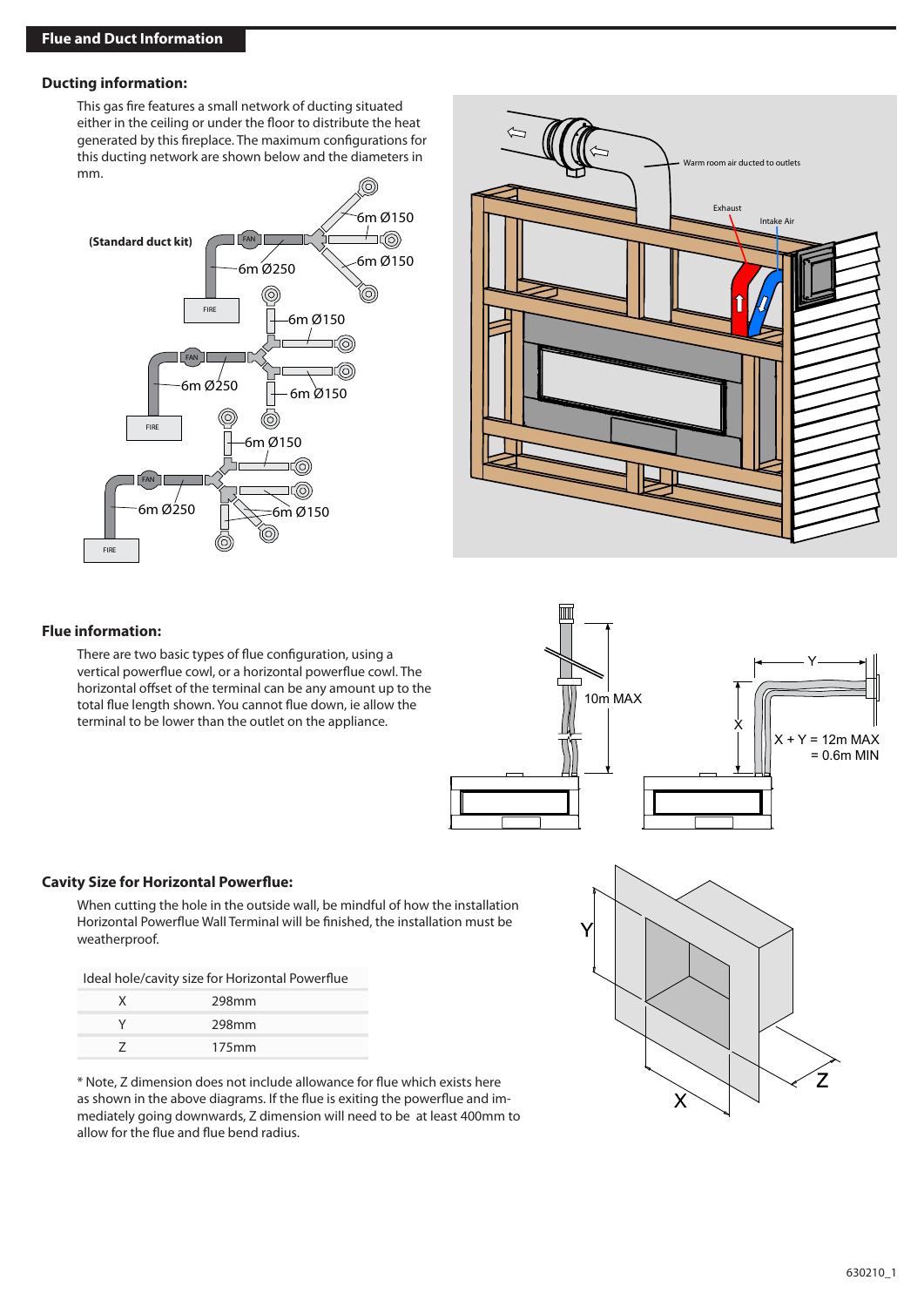## Flue and Duct Information

### Ducting information:

This gas fire features a small network of ducting situated either in the ceiling or under the floor to distribute the heat generated by this fireplace. The maximum configurations for this ducting network are shown below and the diameters in mm.

(Standard duct kit)

FAN

FIRE

6m Ø250

6m Ø150

6m Ø150

FAN

FIRE

6m Ø250

6m Ø150

6m Ø150

FAN

FIRE

6m Ø250

6m Ø150

6m Ø150

Warm room air ducted to outlets

Exhaust

Intake Air

### Flue information:

There are two basic types of flue configuration, using a vertical powerflue cowl, or a horizontal powerflue cowl. The horizontal offset of the terminal can be any amount up to the total flue length shown. You cannot flue down, ie allow the terminal to be lower than the outlet on the appliance.

10m MAX

Y

X

X + Y = 12m MAX
= 0.6m MIN

### Cavity Size for Horizontal Powerflue:

When cutting the hole in the outside wall, be mindful of how the installation Horizontal Powerflue Wall Terminal will be finished, the installation must be weatherproof.

| Ideal hole/cavity size for Horizontal Powerflue | |
|---|---|
| X | 298mm |
| Y | 298mm |
| Z | 175mm |

\* Note, Z dimension does not include allowance for flue which exists here as shown in the above diagrams. If the flue is exiting the powerflue and immediately going downwards, Z dimension will need to be at least 400mm to allow for the flue and flue bend radius.

Y

Z

X

630210_1